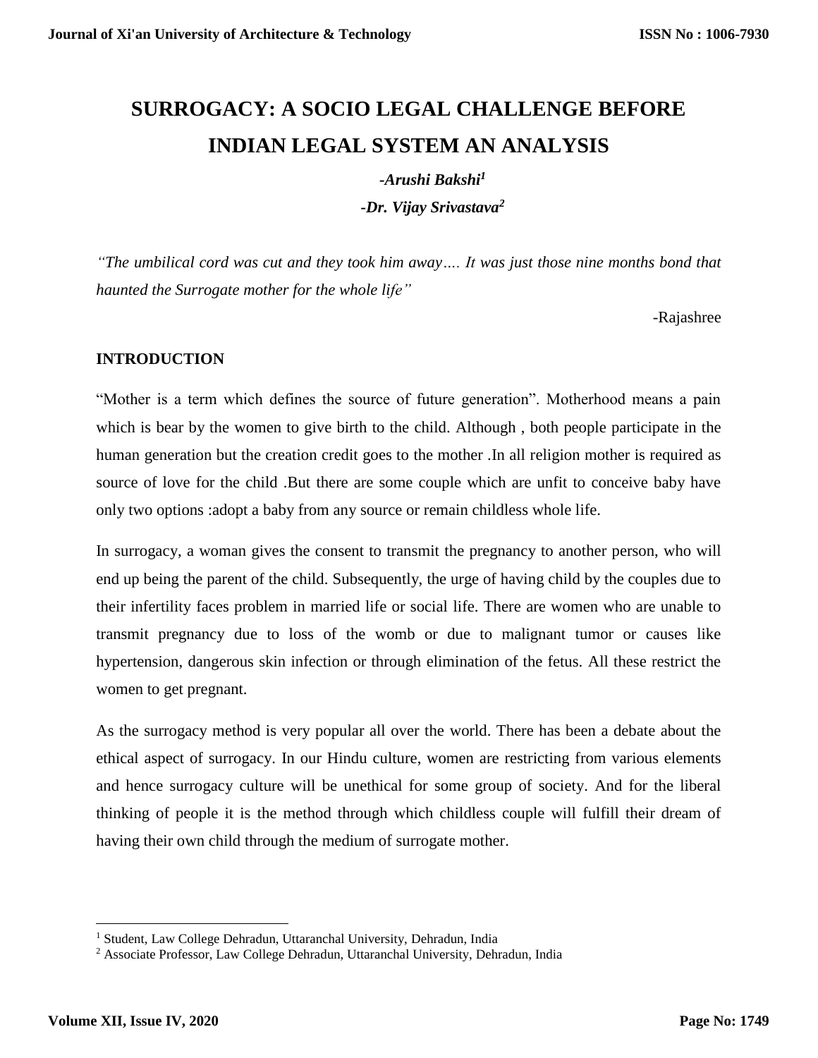# SURROGACY: A SOCIO LEGAL CHALLENGE BEFORE INDIAN LEGAL SYSTEM AN ANALYSIS

***-Arushi Bakshi*[1]**

***-Dr. Vijay Srivastava*[2]**

*"The umbilical cord was cut and they took him away…. It was just those nine months bond that haunted the Surrogate mother for the whole life"*

-Rajashree

## INTRODUCTION

"Mother is a term which defines the source of future generation". Motherhood means a pain which is bear by the women to give birth to the child. Although , both people participate in the human generation but the creation credit goes to the mother .In all religion mother is required as source of love for the child .But there are some couple which are unfit to conceive baby have only two options :adopt a baby from any source or remain childless whole life.

In surrogacy, a woman gives the consent to transmit the pregnancy to another person, who will end up being the parent of the child. Subsequently, the urge of having child by the couples due to their infertility faces problem in married life or social life. There are women who are unable to transmit pregnancy due to loss of the womb or due to malignant tumor or causes like hypertension, dangerous skin infection or through elimination of the fetus. All these restrict the women to get pregnant.

As the surrogacy method is very popular all over the world. There has been a debate about the ethical aspect of surrogacy. In our Hindu culture, women are restricting from various elements and hence surrogacy culture will be unethical for some group of society. And for the liberal thinking of people it is the method through which childless couple will fulfill their dream of having their own child through the medium of surrogate mother.

---

[1] Student, Law College Dehradun, Uttaranchal University, Dehradun, India

[2] Associate Professor, Law College Dehradun, Uttaranchal University, Dehradun, India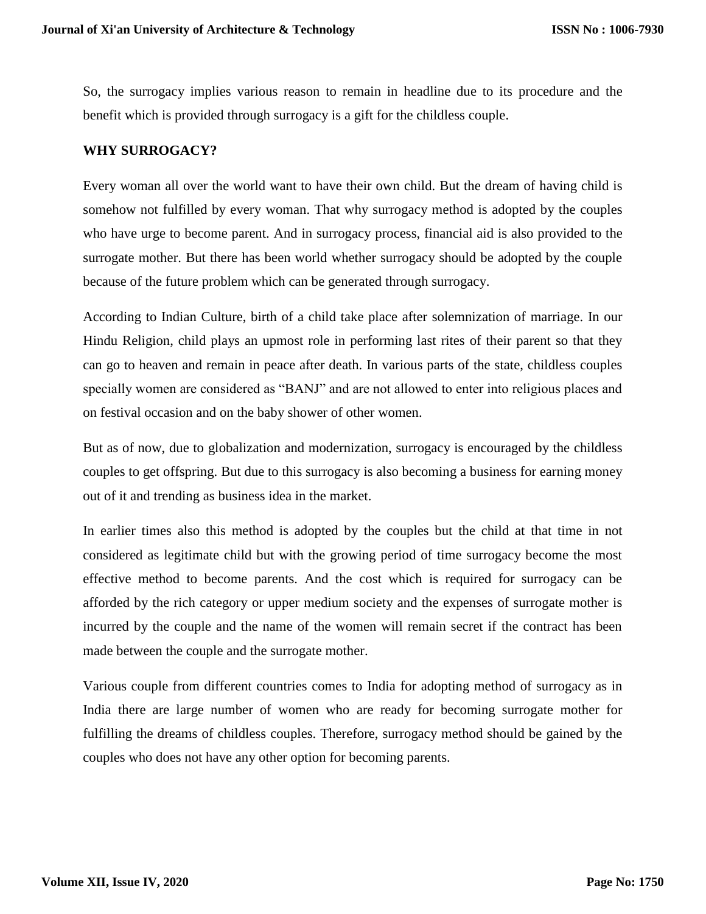So, the surrogacy implies various reason to remain in headline due to its procedure and the benefit which is provided through surrogacy is a gift for the childless couple.

**WHY SURROGACY?**

Every woman all over the world want to have their own child. But the dream of having child is somehow not fulfilled by every woman. That why surrogacy method is adopted by the couples who have urge to become parent. And in surrogacy process, financial aid is also provided to the surrogate mother. But there has been world whether surrogacy should be adopted by the couple because of the future problem which can be generated through surrogacy.

According to Indian Culture, birth of a child take place after solemnization of marriage. In our Hindu Religion, child plays an upmost role in performing last rites of their parent so that they can go to heaven and remain in peace after death. In various parts of the state, childless couples specially women are considered as "BANJ" and are not allowed to enter into religious places and on festival occasion and on the baby shower of other women.

But as of now, due to globalization and modernization, surrogacy is encouraged by the childless couples to get offspring. But due to this surrogacy is also becoming a business for earning money out of it and trending as business idea in the market.

In earlier times also this method is adopted by the couples but the child at that time in not considered as legitimate child but with the growing period of time surrogacy become the most effective method to become parents. And the cost which is required for surrogacy can be afforded by the rich category or upper medium society and the expenses of surrogate mother is incurred by the couple and the name of the women will remain secret if the contract has been made between the couple and the surrogate mother.

Various couple from different countries comes to India for adopting method of surrogacy as in India there are large number of women who are ready for becoming surrogate mother for fulfilling the dreams of childless couples. Therefore, surrogacy method should be gained by the couples who does not have any other option for becoming parents.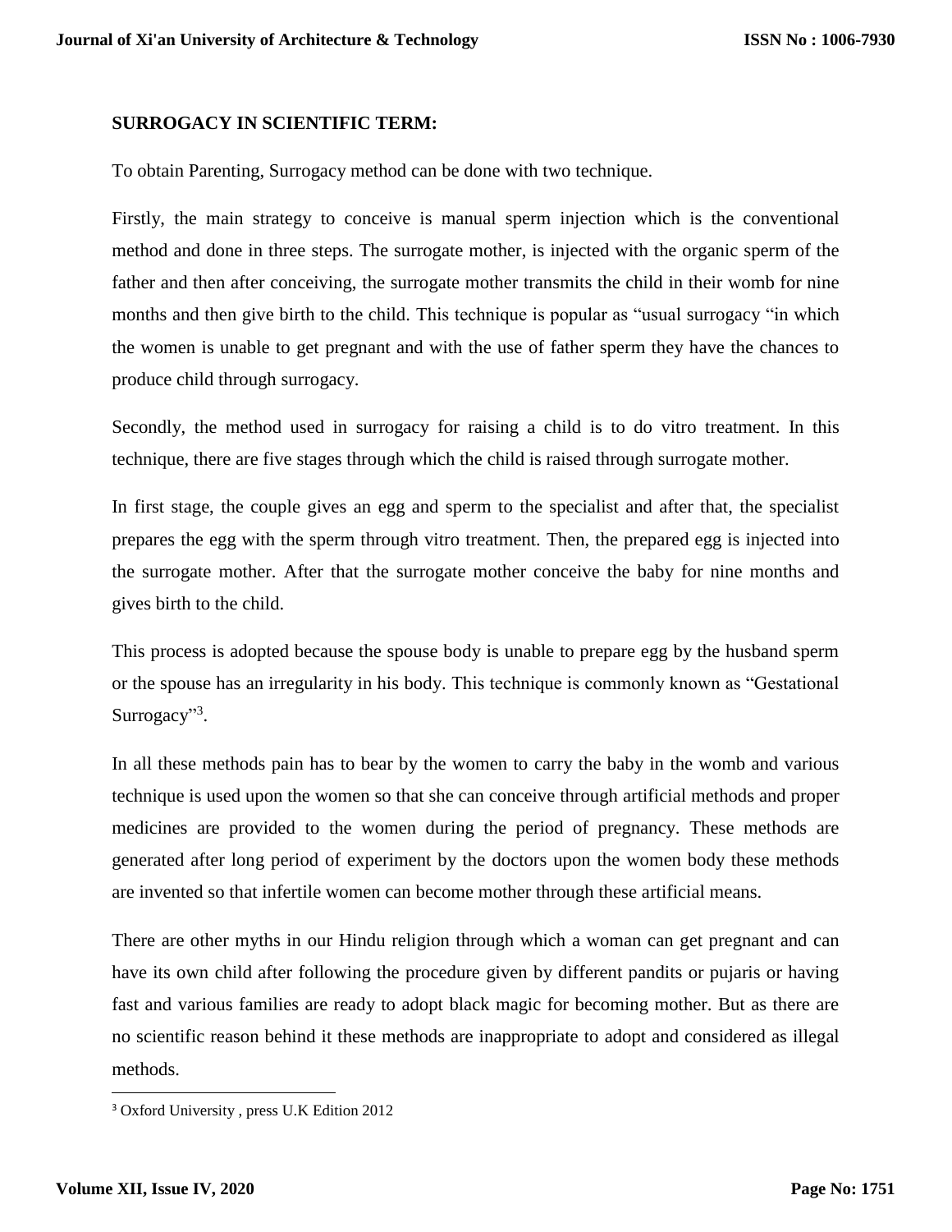## SURROGACY IN SCIENTIFIC TERM:

To obtain Parenting, Surrogacy method can be done with two technique.

Firstly, the main strategy to conceive is manual sperm injection which is the conventional method and done in three steps. The surrogate mother, is injected with the organic sperm of the father and then after conceiving, the surrogate mother transmits the child in their womb for nine months and then give birth to the child. This technique is popular as "usual surrogacy "in which the women is unable to get pregnant and with the use of father sperm they have the chances to produce child through surrogacy.

Secondly, the method used in surrogacy for raising a child is to do vitro treatment. In this technique, there are five stages through which the child is raised through surrogate mother.

In first stage, the couple gives an egg and sperm to the specialist and after that, the specialist prepares the egg with the sperm through vitro treatment. Then, the prepared egg is injected into the surrogate mother. After that the surrogate mother conceive the baby for nine months and gives birth to the child.

This process is adopted because the spouse body is unable to prepare egg by the husband sperm or the spouse has an irregularity in his body. This technique is commonly known as "Gestational Surrogacy"[3].

In all these methods pain has to bear by the women to carry the baby in the womb and various technique is used upon the women so that she can conceive through artificial methods and proper medicines are provided to the women during the period of pregnancy. These methods are generated after long period of experiment by the doctors upon the women body these methods are invented so that infertile women can become mother through these artificial means.

There are other myths in our Hindu religion through which a woman can get pregnant and can have its own child after following the procedure given by different pandits or pujaris or having fast and various families are ready to adopt black magic for becoming mother. But as there are no scientific reason behind it these methods are inappropriate to adopt and considered as illegal methods.

[3] Oxford University , press U.K Edition 2012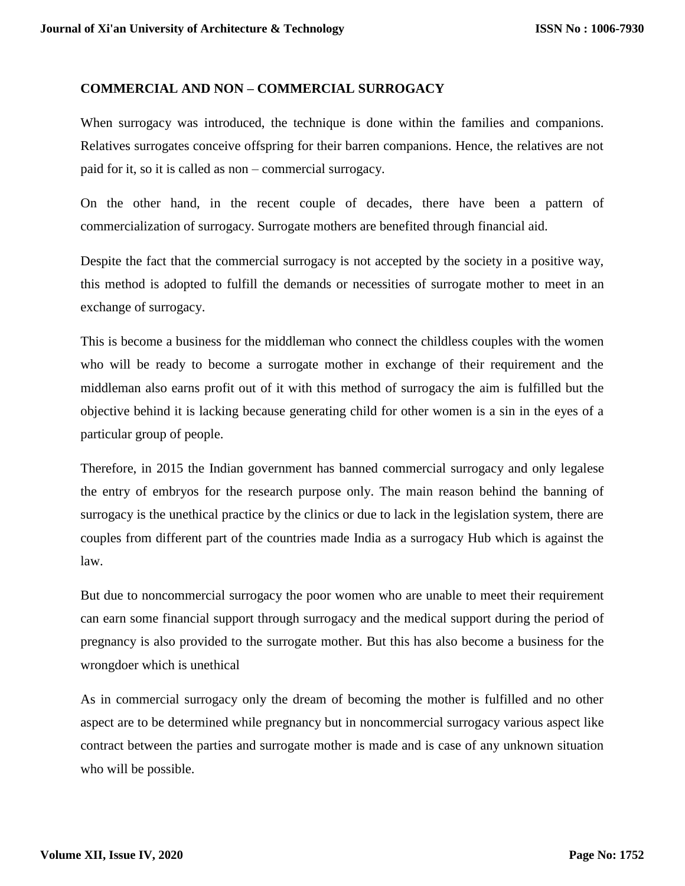## COMMERCIAL AND NON – COMMERCIAL SURROGACY

When surrogacy was introduced, the technique is done within the families and companions. Relatives surrogates conceive offspring for their barren companions. Hence, the relatives are not paid for it, so it is called as non – commercial surrogacy.

On the other hand, in the recent couple of decades, there have been a pattern of commercialization of surrogacy. Surrogate mothers are benefited through financial aid.

Despite the fact that the commercial surrogacy is not accepted by the society in a positive way, this method is adopted to fulfill the demands or necessities of surrogate mother to meet in an exchange of surrogacy.

This is become a business for the middleman who connect the childless couples with the women who will be ready to become a surrogate mother in exchange of their requirement and the middleman also earns profit out of it with this method of surrogacy the aim is fulfilled but the objective behind it is lacking because generating child for other women is a sin in the eyes of a particular group of people.

Therefore, in 2015 the Indian government has banned commercial surrogacy and only legalese the entry of embryos for the research purpose only. The main reason behind the banning of surrogacy is the unethical practice by the clinics or due to lack in the legislation system, there are couples from different part of the countries made India as a surrogacy Hub which is against the law.

But due to noncommercial surrogacy the poor women who are unable to meet their requirement can earn some financial support through surrogacy and the medical support during the period of pregnancy is also provided to the surrogate mother. But this has also become a business for the wrongdoer which is unethical

As in commercial surrogacy only the dream of becoming the mother is fulfilled and no other aspect are to be determined while pregnancy but in noncommercial surrogacy various aspect like contract between the parties and surrogate mother is made and is case of any unknown situation who will be possible.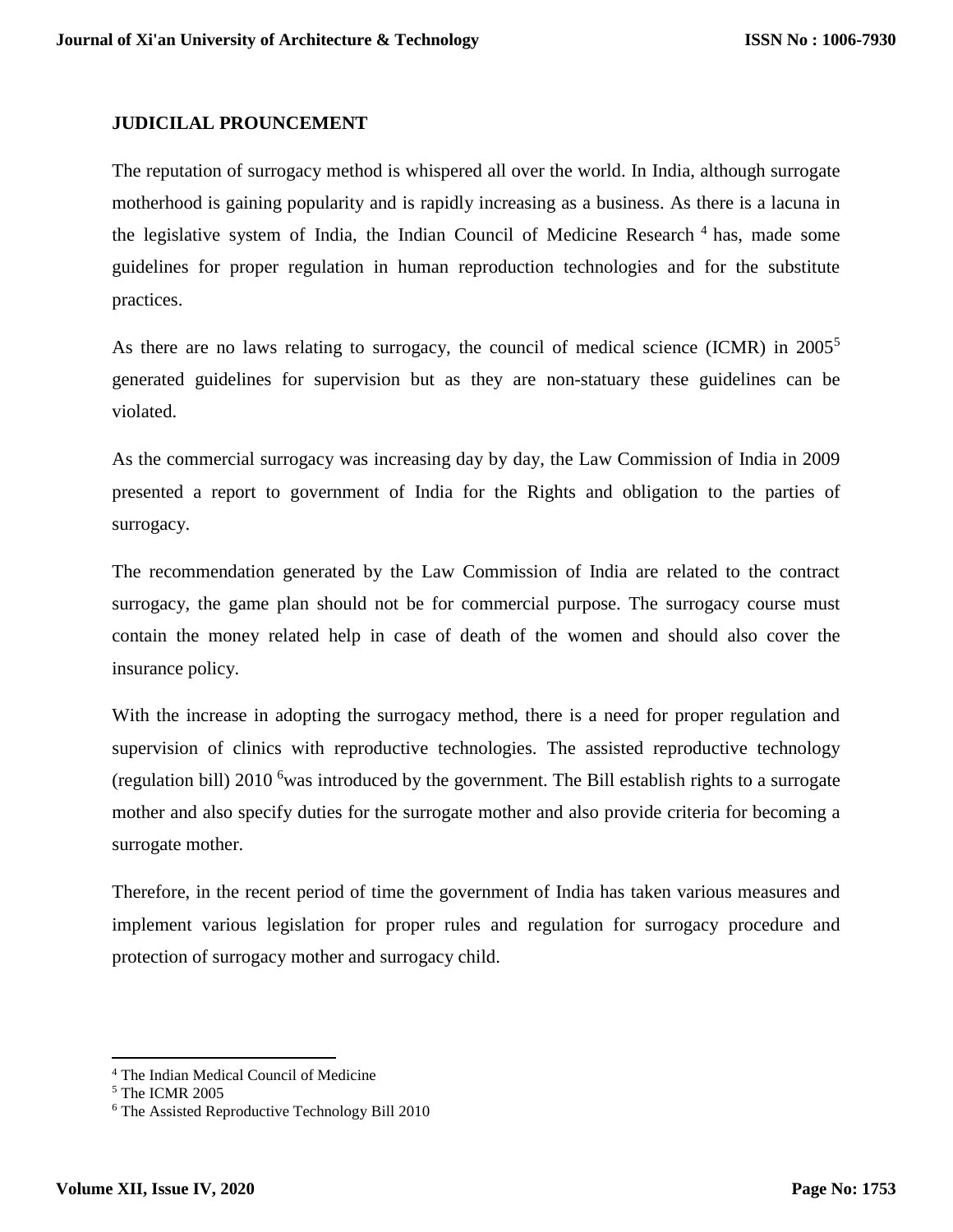## JUDICILAL PROUNCEMENT

The reputation of surrogacy method is whispered all over the world. In India, although surrogate motherhood is gaining popularity and is rapidly increasing as a business. As there is a lacuna in the legislative system of India, the Indian Council of Medicine Research [4] has, made some guidelines for proper regulation in human reproduction technologies and for the substitute practices.

As there are no laws relating to surrogacy, the council of medical science (ICMR) in 2005[5] generated guidelines for supervision but as they are non-statuary these guidelines can be violated.

As the commercial surrogacy was increasing day by day, the Law Commission of India in 2009 presented a report to government of India for the Rights and obligation to the parties of surrogacy.

The recommendation generated by the Law Commission of India are related to the contract surrogacy, the game plan should not be for commercial purpose. The surrogacy course must contain the money related help in case of death of the women and should also cover the insurance policy.

With the increase in adopting the surrogacy method, there is a need for proper regulation and supervision of clinics with reproductive technologies. The assisted reproductive technology (regulation bill) 2010 [6]was introduced by the government. The Bill establish rights to a surrogate mother and also specify duties for the surrogate mother and also provide criteria for becoming a surrogate mother.

Therefore, in the recent period of time the government of India has taken various measures and implement various legislation for proper rules and regulation for surrogacy procedure and protection of surrogacy mother and surrogacy child.

---

[4] The Indian Medical Council of Medicine

[5] The ICMR 2005

[6] The Assisted Reproductive Technology Bill 2010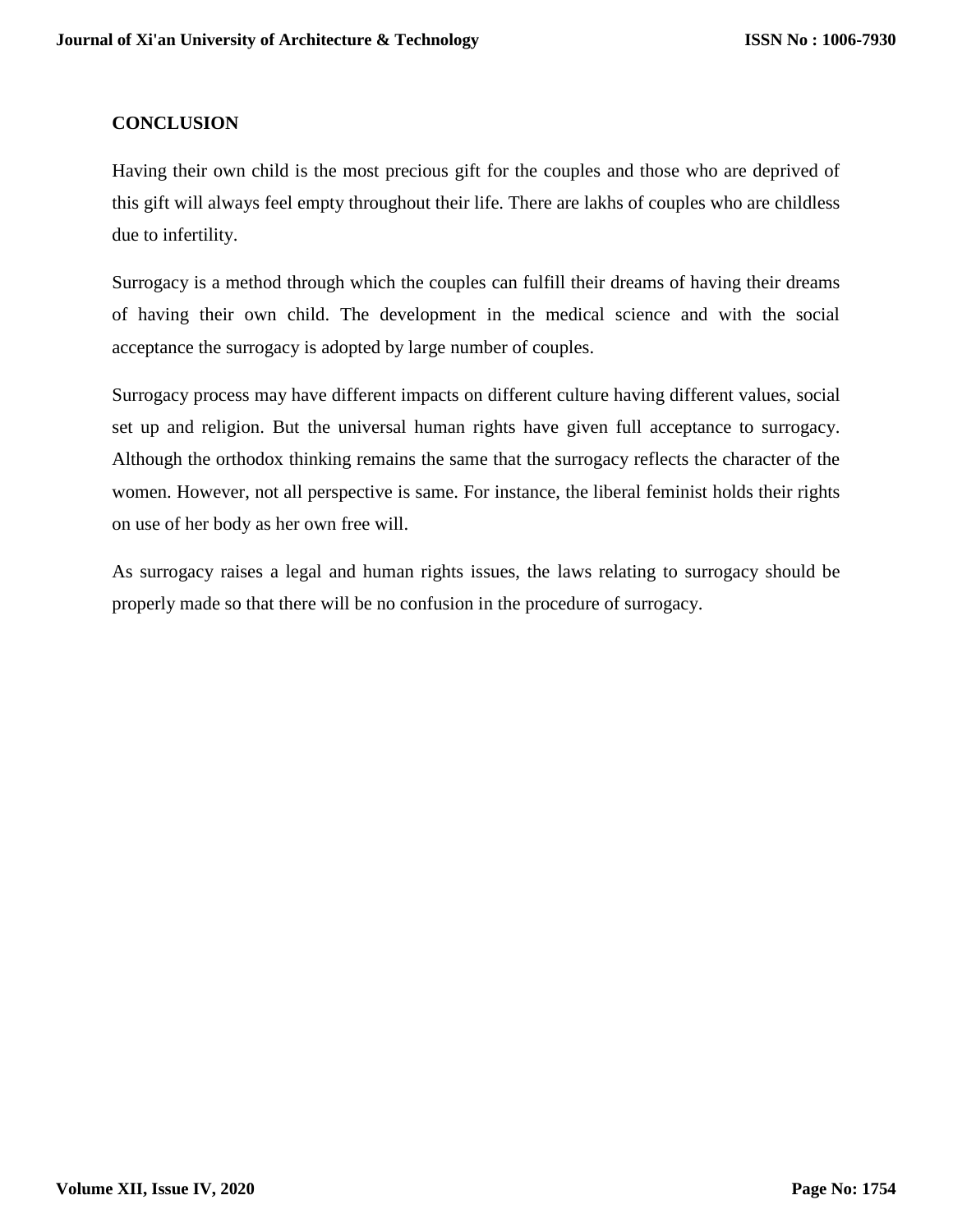## CONCLUSION

Having their own child is the most precious gift for the couples and those who are deprived of this gift will always feel empty throughout their life. There are lakhs of couples who are childless due to infertility.

Surrogacy is a method through which the couples can fulfill their dreams of having their dreams of having their own child. The development in the medical science and with the social acceptance the surrogacy is adopted by large number of couples.

Surrogacy process may have different impacts on different culture having different values, social set up and religion. But the universal human rights have given full acceptance to surrogacy. Although the orthodox thinking remains the same that the surrogacy reflects the character of the women. However, not all perspective is same. For instance, the liberal feminist holds their rights on use of her body as her own free will.

As surrogacy raises a legal and human rights issues, the laws relating to surrogacy should be properly made so that there will be no confusion in the procedure of surrogacy.